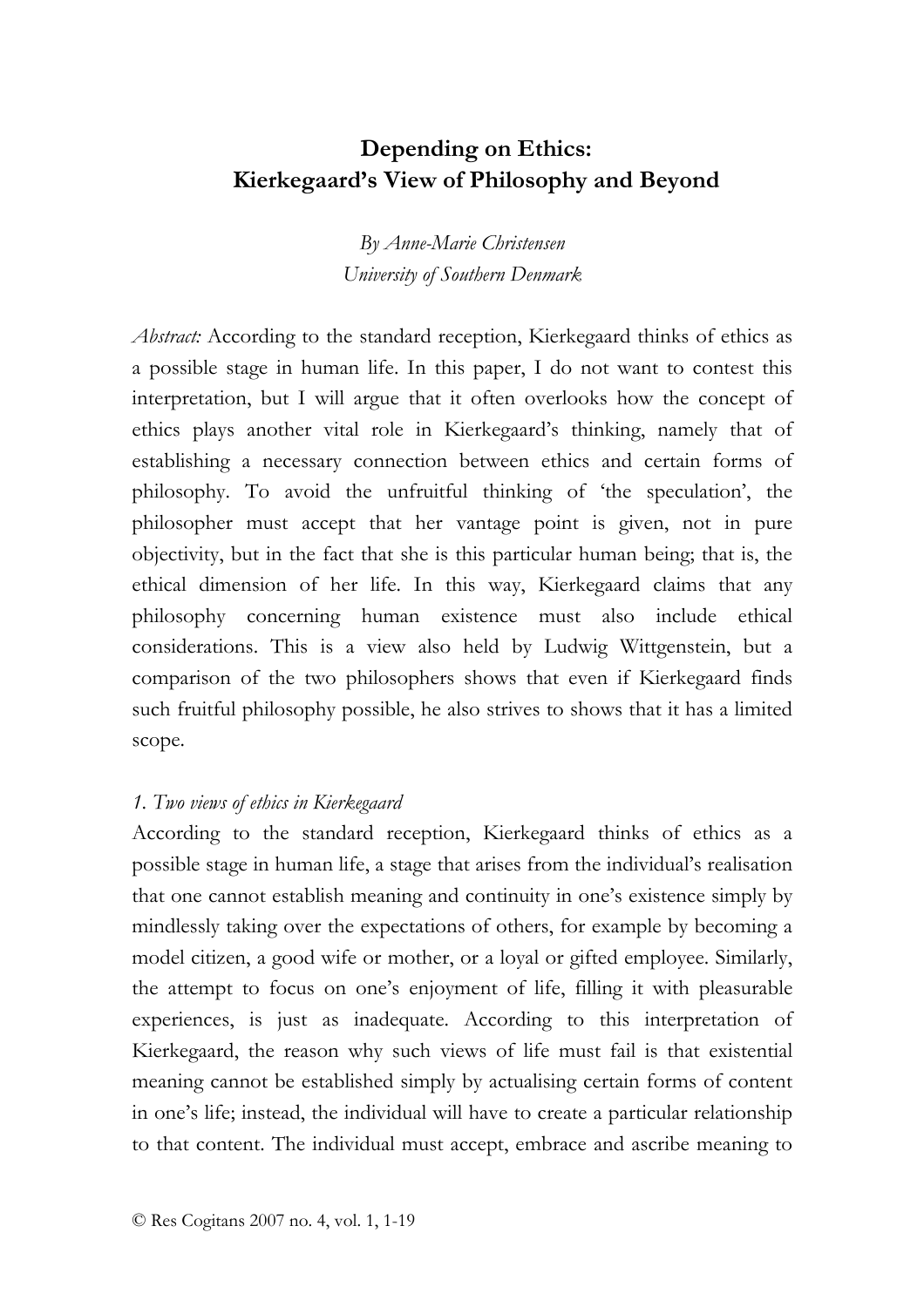# Depending on Ethics: Kierkegaard's View of Philosophy and Beyond

*By Anne-Marie Christensen*
*University of Southern Denmark*

*Abstract:* According to the standard reception, Kierkegaard thinks of ethics as a possible stage in human life. In this paper, I do not want to contest this interpretation, but I will argue that it often overlooks how the concept of ethics plays another vital role in Kierkegaard's thinking, namely that of establishing a necessary connection between ethics and certain forms of philosophy. To avoid the unfruitful thinking of 'the speculation', the philosopher must accept that her vantage point is given, not in pure objectivity, but in the fact that she is this particular human being; that is, the ethical dimension of her life. In this way, Kierkegaard claims that any philosophy concerning human existence must also include ethical considerations. This is a view also held by Ludwig Wittgenstein, but a comparison of the two philosophers shows that even if Kierkegaard finds such fruitful philosophy possible, he also strives to shows that it has a limited scope.

## *1. Two views of ethics in Kierkegaard*

According to the standard reception, Kierkegaard thinks of ethics as a possible stage in human life, a stage that arises from the individual's realisation that one cannot establish meaning and continuity in one's existence simply by mindlessly taking over the expectations of others, for example by becoming a model citizen, a good wife or mother, or a loyal or gifted employee. Similarly, the attempt to focus on one's enjoyment of life, filling it with pleasurable experiences, is just as inadequate. According to this interpretation of Kierkegaard, the reason why such views of life must fail is that existential meaning cannot be established simply by actualising certain forms of content in one's life; instead, the individual will have to create a particular relationship to that content. The individual must accept, embrace and ascribe meaning to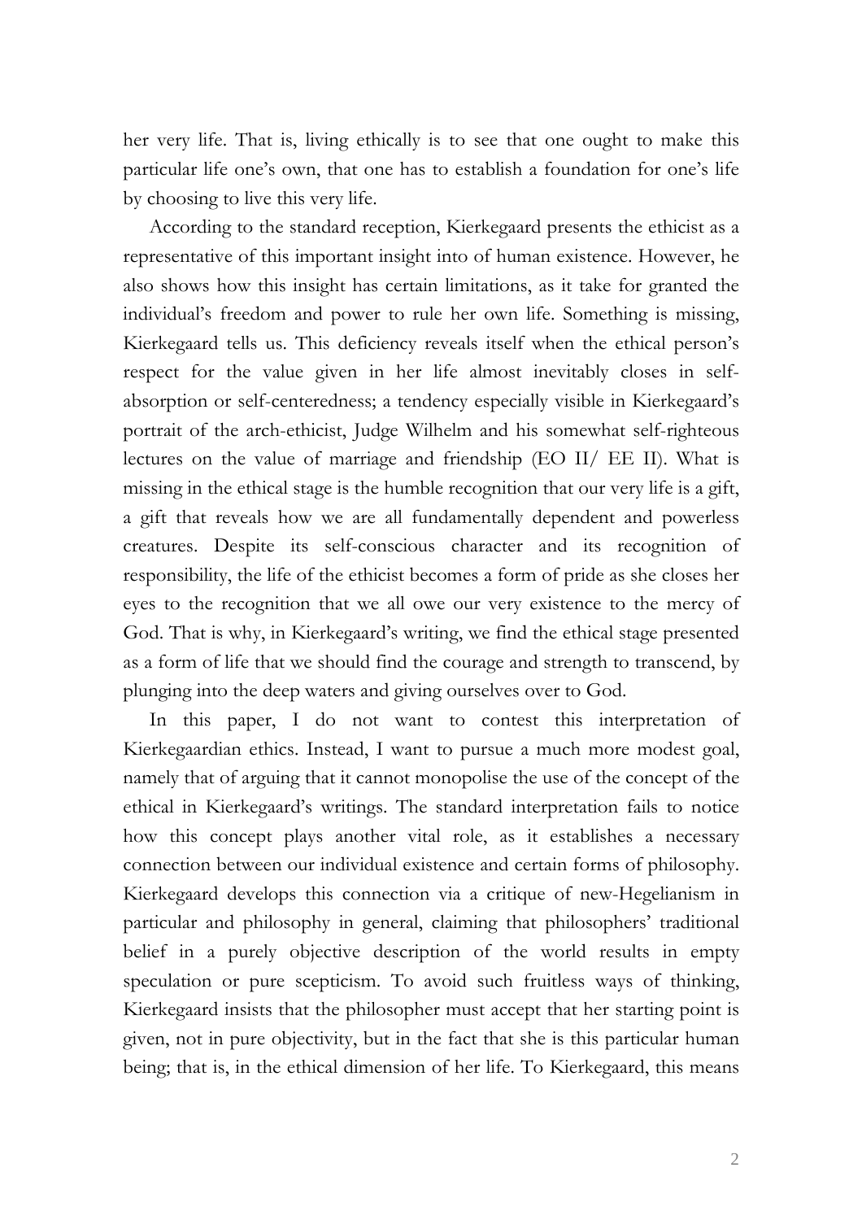her very life. That is, living ethically is to see that one ought to make this particular life one's own, that one has to establish a foundation for one's life by choosing to live this very life.

According to the standard reception, Kierkegaard presents the ethicist as a representative of this important insight into of human existence. However, he also shows how this insight has certain limitations, as it take for granted the individual's freedom and power to rule her own life. Something is missing, Kierkegaard tells us. This deficiency reveals itself when the ethical person's respect for the value given in her life almost inevitably closes in self-absorption or self-centeredness; a tendency especially visible in Kierkegaard's portrait of the arch-ethicist, Judge Wilhelm and his somewhat self-righteous lectures on the value of marriage and friendship (EO II/ EE II). What is missing in the ethical stage is the humble recognition that our very life is a gift, a gift that reveals how we are all fundamentally dependent and powerless creatures. Despite its self-conscious character and its recognition of responsibility, the life of the ethicist becomes a form of pride as she closes her eyes to the recognition that we all owe our very existence to the mercy of God. That is why, in Kierkegaard's writing, we find the ethical stage presented as a form of life that we should find the courage and strength to transcend, by plunging into the deep waters and giving ourselves over to God.

In this paper, I do not want to contest this interpretation of Kierkegaardian ethics. Instead, I want to pursue a much more modest goal, namely that of arguing that it cannot monopolise the use of the concept of the ethical in Kierkegaard's writings. The standard interpretation fails to notice how this concept plays another vital role, as it establishes a necessary connection between our individual existence and certain forms of philosophy. Kierkegaard develops this connection via a critique of new-Hegelianism in particular and philosophy in general, claiming that philosophers' traditional belief in a purely objective description of the world results in empty speculation or pure scepticism. To avoid such fruitless ways of thinking, Kierkegaard insists that the philosopher must accept that her starting point is given, not in pure objectivity, but in the fact that she is this particular human being; that is, in the ethical dimension of her life. To Kierkegaard, this means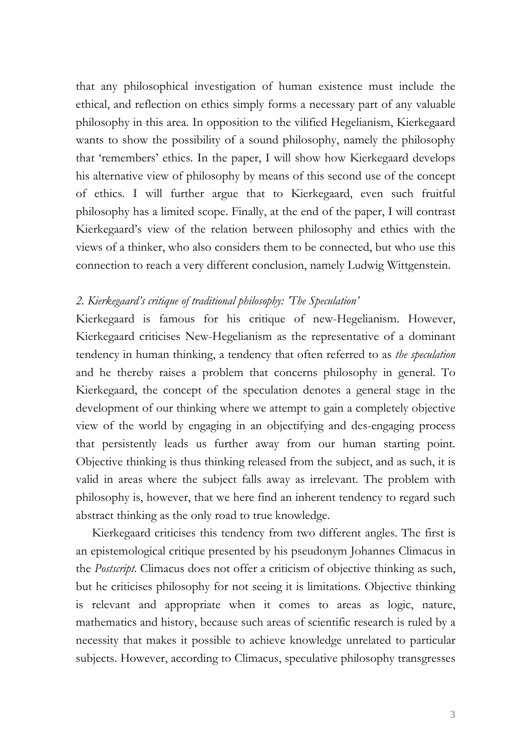that any philosophical investigation of human existence must include the ethical, and reflection on ethics simply forms a necessary part of any valuable philosophy in this area. In opposition to the vilified Hegelianism, Kierkegaard wants to show the possibility of a sound philosophy, namely the philosophy that 'remembers' ethics. In the paper, I will show how Kierkegaard develops his alternative view of philosophy by means of this second use of the concept of ethics. I will further argue that to Kierkegaard, even such fruitful philosophy has a limited scope. Finally, at the end of the paper, I will contrast Kierkegaard's view of the relation between philosophy and ethics with the views of a thinker, who also considers them to be connected, but who use this connection to reach a very different conclusion, namely Ludwig Wittgenstein.

## *2. Kierkegaard's critique of traditional philosophy: 'The Speculation'*

Kierkegaard is famous for his critique of new-Hegelianism. However, Kierkegaard criticises New-Hegelianism as the representative of a dominant tendency in human thinking, a tendency that often referred to as *the speculation* and he thereby raises a problem that concerns philosophy in general. To Kierkegaard, the concept of the speculation denotes a general stage in the development of our thinking where we attempt to gain a completely objective view of the world by engaging in an objectifying and des-engaging process that persistently leads us further away from our human starting point. Objective thinking is thus thinking released from the subject, and as such, it is valid in areas where the subject falls away as irrelevant. The problem with philosophy is, however, that we here find an inherent tendency to regard such abstract thinking as the only road to true knowledge.

Kierkegaard criticises this tendency from two different angles. The first is an epistemological critique presented by his pseudonym Johannes Climacus in the *Postscript*. Climacus does not offer a criticism of objective thinking as such, but he criticises philosophy for not seeing it is limitations. Objective thinking is relevant and appropriate when it comes to areas as logic, nature, mathematics and history, because such areas of scientific research is ruled by a necessity that makes it possible to achieve knowledge unrelated to particular subjects. However, according to Climacus, speculative philosophy transgresses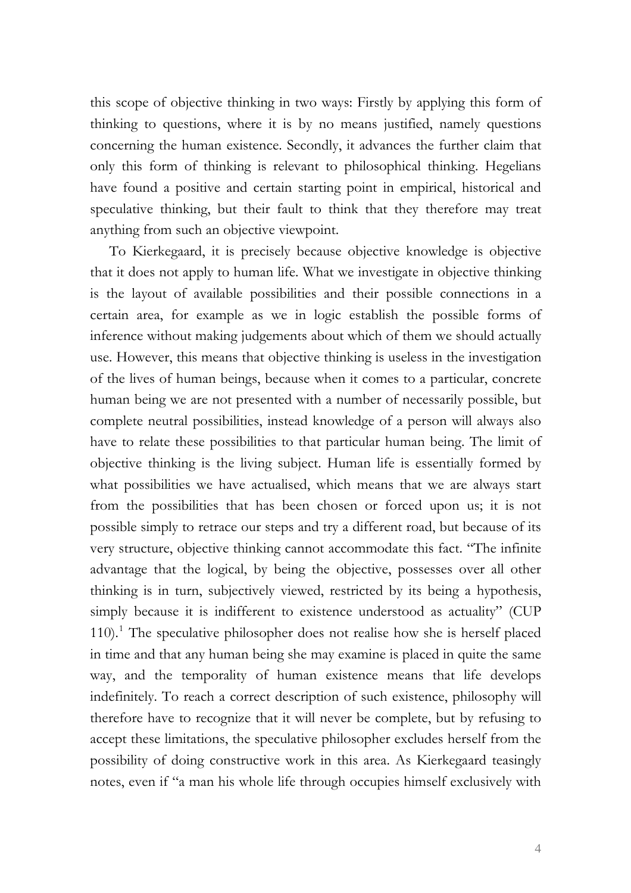this scope of objective thinking in two ways: Firstly by applying this form of thinking to questions, where it is by no means justified, namely questions concerning the human existence. Secondly, it advances the further claim that only this form of thinking is relevant to philosophical thinking. Hegelians have found a positive and certain starting point in empirical, historical and speculative thinking, but their fault to think that they therefore may treat anything from such an objective viewpoint.

To Kierkegaard, it is precisely because objective knowledge is objective that it does not apply to human life. What we investigate in objective thinking is the layout of available possibilities and their possible connections in a certain area, for example as we in logic establish the possible forms of inference without making judgements about which of them we should actually use. However, this means that objective thinking is useless in the investigation of the lives of human beings, because when it comes to a particular, concrete human being we are not presented with a number of necessarily possible, but complete neutral possibilities, instead knowledge of a person will always also have to relate these possibilities to that particular human being. The limit of objective thinking is the living subject. Human life is essentially formed by what possibilities we have actualised, which means that we are always start from the possibilities that has been chosen or forced upon us; it is not possible simply to retrace our steps and try a different road, but because of its very structure, objective thinking cannot accommodate this fact. "The infinite advantage that the logical, by being the objective, possesses over all other thinking is in turn, subjectively viewed, restricted by its being a hypothesis, simply because it is indifferent to existence understood as actuality" (CUP 110).[1] The speculative philosopher does not realise how she is herself placed in time and that any human being she may examine is placed in quite the same way, and the temporality of human existence means that life develops indefinitely. To reach a correct description of such existence, philosophy will therefore have to recognize that it will never be complete, but by refusing to accept these limitations, the speculative philosopher excludes herself from the possibility of doing constructive work in this area. As Kierkegaard teasingly notes, even if "a man his whole life through occupies himself exclusively with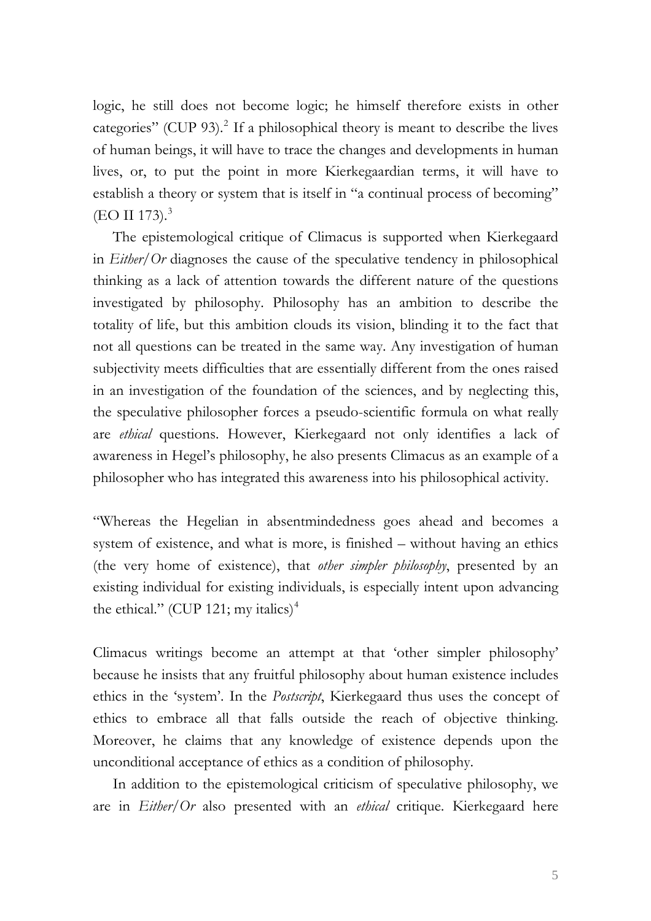logic, he still does not become logic; he himself therefore exists in other categories" (CUP 93).[2] If a philosophical theory is meant to describe the lives of human beings, it will have to trace the changes and developments in human lives, or, to put the point in more Kierkegaardian terms, it will have to establish a theory or system that is itself in "a continual process of becoming" (EO II 173).[3]

The epistemological critique of Climacus is supported when Kierkegaard in *Either/Or* diagnoses the cause of the speculative tendency in philosophical thinking as a lack of attention towards the different nature of the questions investigated by philosophy. Philosophy has an ambition to describe the totality of life, but this ambition clouds its vision, blinding it to the fact that not all questions can be treated in the same way. Any investigation of human subjectivity meets difficulties that are essentially different from the ones raised in an investigation of the foundation of the sciences, and by neglecting this, the speculative philosopher forces a pseudo-scientific formula on what really are *ethical* questions. However, Kierkegaard not only identifies a lack of awareness in Hegel's philosophy, he also presents Climacus as an example of a philosopher who has integrated this awareness into his philosophical activity.

"Whereas the Hegelian in absentmindedness goes ahead and becomes a system of existence, and what is more, is finished – without having an ethics (the very home of existence), that *other simpler philosophy*, presented by an existing individual for existing individuals, is especially intent upon advancing the ethical." (CUP 121; my italics)[4]

Climacus writings become an attempt at that 'other simpler philosophy' because he insists that any fruitful philosophy about human existence includes ethics in the 'system'. In the *Postscript*, Kierkegaard thus uses the concept of ethics to embrace all that falls outside the reach of objective thinking. Moreover, he claims that any knowledge of existence depends upon the unconditional acceptance of ethics as a condition of philosophy.

In addition to the epistemological criticism of speculative philosophy, we are in *Either/Or* also presented with an *ethical* critique. Kierkegaard here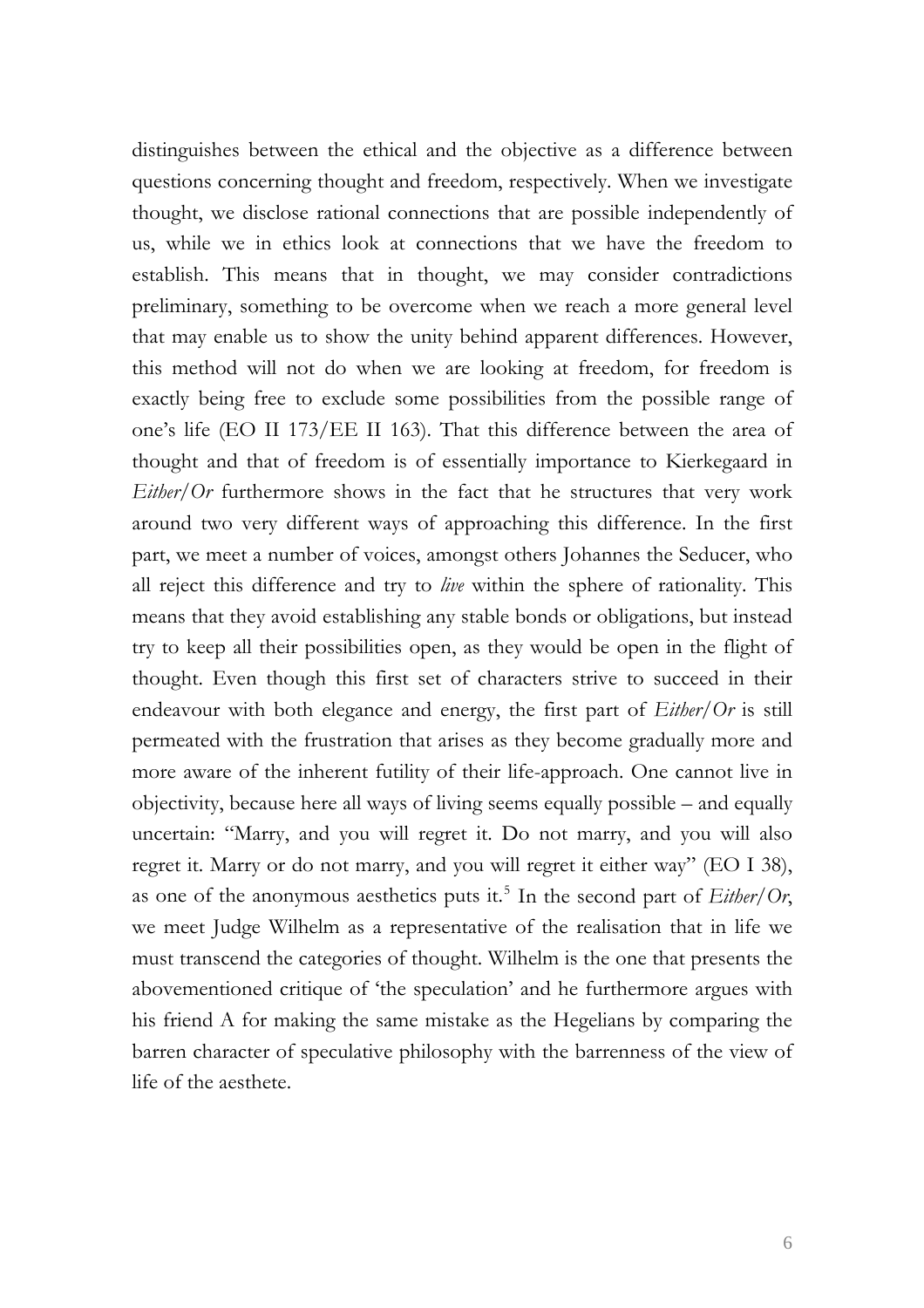distinguishes between the ethical and the objective as a difference between questions concerning thought and freedom, respectively. When we investigate thought, we disclose rational connections that are possible independently of us, while we in ethics look at connections that we have the freedom to establish. This means that in thought, we may consider contradictions preliminary, something to be overcome when we reach a more general level that may enable us to show the unity behind apparent differences. However, this method will not do when we are looking at freedom, for freedom is exactly being free to exclude some possibilities from the possible range of one's life (EO II 173/EE II 163). That this difference between the area of thought and that of freedom is of essentially importance to Kierkegaard in *Either/Or* furthermore shows in the fact that he structures that very work around two very different ways of approaching this difference. In the first part, we meet a number of voices, amongst others Johannes the Seducer, who all reject this difference and try to *live* within the sphere of rationality. This means that they avoid establishing any stable bonds or obligations, but instead try to keep all their possibilities open, as they would be open in the flight of thought. Even though this first set of characters strive to succeed in their endeavour with both elegance and energy, the first part of *Either/Or* is still permeated with the frustration that arises as they become gradually more and more aware of the inherent futility of their life-approach. One cannot live in objectivity, because here all ways of living seems equally possible – and equally uncertain: "Marry, and you will regret it. Do not marry, and you will also regret it. Marry or do not marry, and you will regret it either way" (EO I 38), as one of the anonymous aesthetics puts it.[5] In the second part of *Either/Or*, we meet Judge Wilhelm as a representative of the realisation that in life we must transcend the categories of thought. Wilhelm is the one that presents the abovementioned critique of 'the speculation' and he furthermore argues with his friend A for making the same mistake as the Hegelians by comparing the barren character of speculative philosophy with the barrenness of the view of life of the aesthete.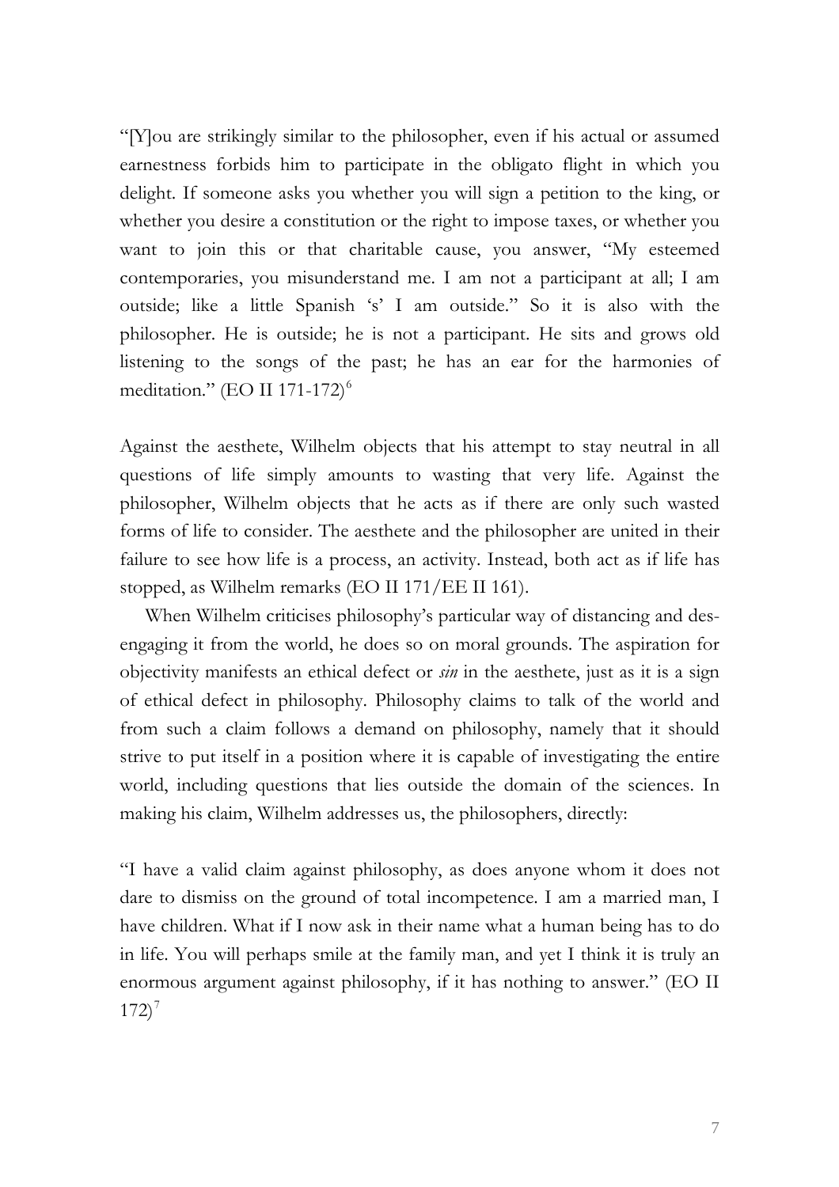"[Y]ou are strikingly similar to the philosopher, even if his actual or assumed earnestness forbids him to participate in the obligato flight in which you delight. If someone asks you whether you will sign a petition to the king, or whether you desire a constitution or the right to impose taxes, or whether you want to join this or that charitable cause, you answer, "My esteemed contemporaries, you misunderstand me. I am not a participant at all; I am outside; like a little Spanish 's' I am outside." So it is also with the philosopher. He is outside; he is not a participant. He sits and grows old listening to the songs of the past; he has an ear for the harmonies of meditation." (EO II 171-172)[6]

Against the aesthete, Wilhelm objects that his attempt to stay neutral in all questions of life simply amounts to wasting that very life. Against the philosopher, Wilhelm objects that he acts as if there are only such wasted forms of life to consider. The aesthete and the philosopher are united in their failure to see how life is a process, an activity. Instead, both act as if life has stopped, as Wilhelm remarks (EO II 171/EE II 161).

When Wilhelm criticises philosophy's particular way of distancing and desengaging it from the world, he does so on moral grounds. The aspiration for objectivity manifests an ethical defect or *sin* in the aesthete, just as it is a sign of ethical defect in philosophy. Philosophy claims to talk of the world and from such a claim follows a demand on philosophy, namely that it should strive to put itself in a position where it is capable of investigating the entire world, including questions that lies outside the domain of the sciences. In making his claim, Wilhelm addresses us, the philosophers, directly:

"I have a valid claim against philosophy, as does anyone whom it does not dare to dismiss on the ground of total incompetence. I am a married man, I have children. What if I now ask in their name what a human being has to do in life. You will perhaps smile at the family man, and yet I think it is truly an enormous argument against philosophy, if it has nothing to answer." (EO II 172)[7]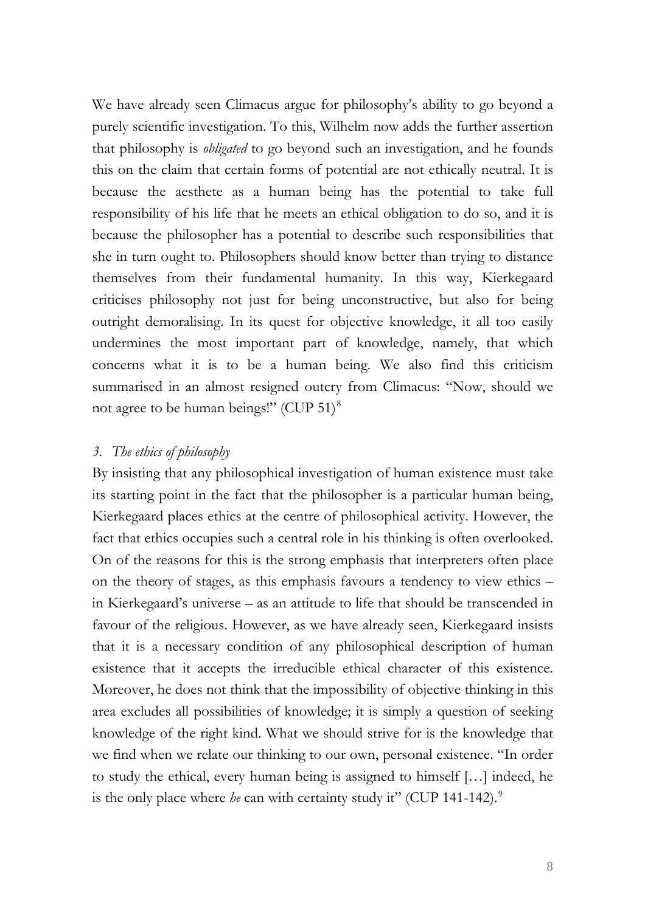We have already seen Climacus argue for philosophy's ability to go beyond a purely scientific investigation. To this, Wilhelm now adds the further assertion that philosophy is *obligated* to go beyond such an investigation, and he founds this on the claim that certain forms of potential are not ethically neutral. It is because the aesthete as a human being has the potential to take full responsibility of his life that he meets an ethical obligation to do so, and it is because the philosopher has a potential to describe such responsibilities that she in turn ought to. Philosophers should know better than trying to distance themselves from their fundamental humanity. In this way, Kierkegaard criticises philosophy not just for being unconstructive, but also for being outright demoralising. In its quest for objective knowledge, it all too easily undermines the most important part of knowledge, namely, that which concerns what it is to be a human being. We also find this criticism summarised in an almost resigned outcry from Climacus: "Now, should we not agree to be human beings!" (CUP 51)[8]

### *3. The ethics of philosophy*

By insisting that any philosophical investigation of human existence must take its starting point in the fact that the philosopher is a particular human being, Kierkegaard places ethics at the centre of philosophical activity. However, the fact that ethics occupies such a central role in his thinking is often overlooked. On of the reasons for this is the strong emphasis that interpreters often place on the theory of stages, as this emphasis favours a tendency to view ethics – in Kierkegaard's universe – as an attitude to life that should be transcended in favour of the religious. However, as we have already seen, Kierkegaard insists that it is a necessary condition of any philosophical description of human existence that it accepts the irreducible ethical character of this existence. Moreover, he does not think that the impossibility of objective thinking in this area excludes all possibilities of knowledge; it is simply a question of seeking knowledge of the right kind. What we should strive for is the knowledge that we find when we relate our thinking to our own, personal existence. "In order to study the ethical, every human being is assigned to himself […] indeed, he is the only place where *he* can with certainty study it" (CUP 141-142).[9]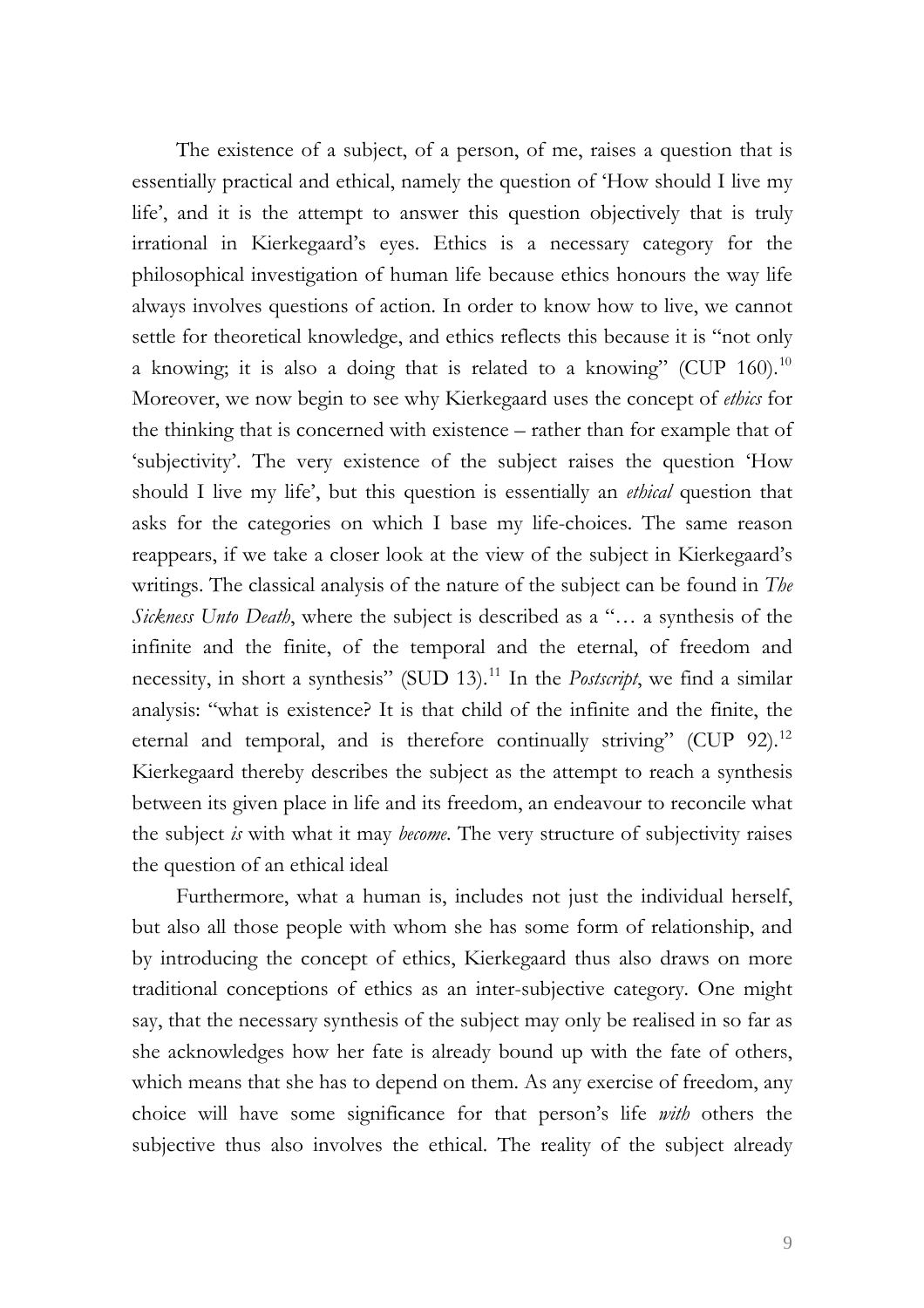The existence of a subject, of a person, of me, raises a question that is essentially practical and ethical, namely the question of 'How should I live my life', and it is the attempt to answer this question objectively that is truly irrational in Kierkegaard's eyes. Ethics is a necessary category for the philosophical investigation of human life because ethics honours the way life always involves questions of action. In order to know how to live, we cannot settle for theoretical knowledge, and ethics reflects this because it is "not only a knowing; it is also a doing that is related to a knowing" (CUP 160).[10] Moreover, we now begin to see why Kierkegaard uses the concept of *ethics* for the thinking that is concerned with existence – rather than for example that of 'subjectivity'. The very existence of the subject raises the question 'How should I live my life', but this question is essentially an *ethical* question that asks for the categories on which I base my life-choices. The same reason reappears, if we take a closer look at the view of the subject in Kierkegaard's writings. The classical analysis of the nature of the subject can be found in *The Sickness Unto Death*, where the subject is described as a "… a synthesis of the infinite and the finite, of the temporal and the eternal, of freedom and necessity, in short a synthesis" (SUD 13).[11] In the *Postscript*, we find a similar analysis: "what is existence? It is that child of the infinite and the finite, the eternal and temporal, and is therefore continually striving" (CUP 92).[12] Kierkegaard thereby describes the subject as the attempt to reach a synthesis between its given place in life and its freedom, an endeavour to reconcile what the subject *is* with what it may *become*. The very structure of subjectivity raises the question of an ethical ideal

Furthermore, what a human is, includes not just the individual herself, but also all those people with whom she has some form of relationship, and by introducing the concept of ethics, Kierkegaard thus also draws on more traditional conceptions of ethics as an inter-subjective category. One might say, that the necessary synthesis of the subject may only be realised in so far as she acknowledges how her fate is already bound up with the fate of others, which means that she has to depend on them. As any exercise of freedom, any choice will have some significance for that person's life *with* others the subjective thus also involves the ethical. The reality of the subject already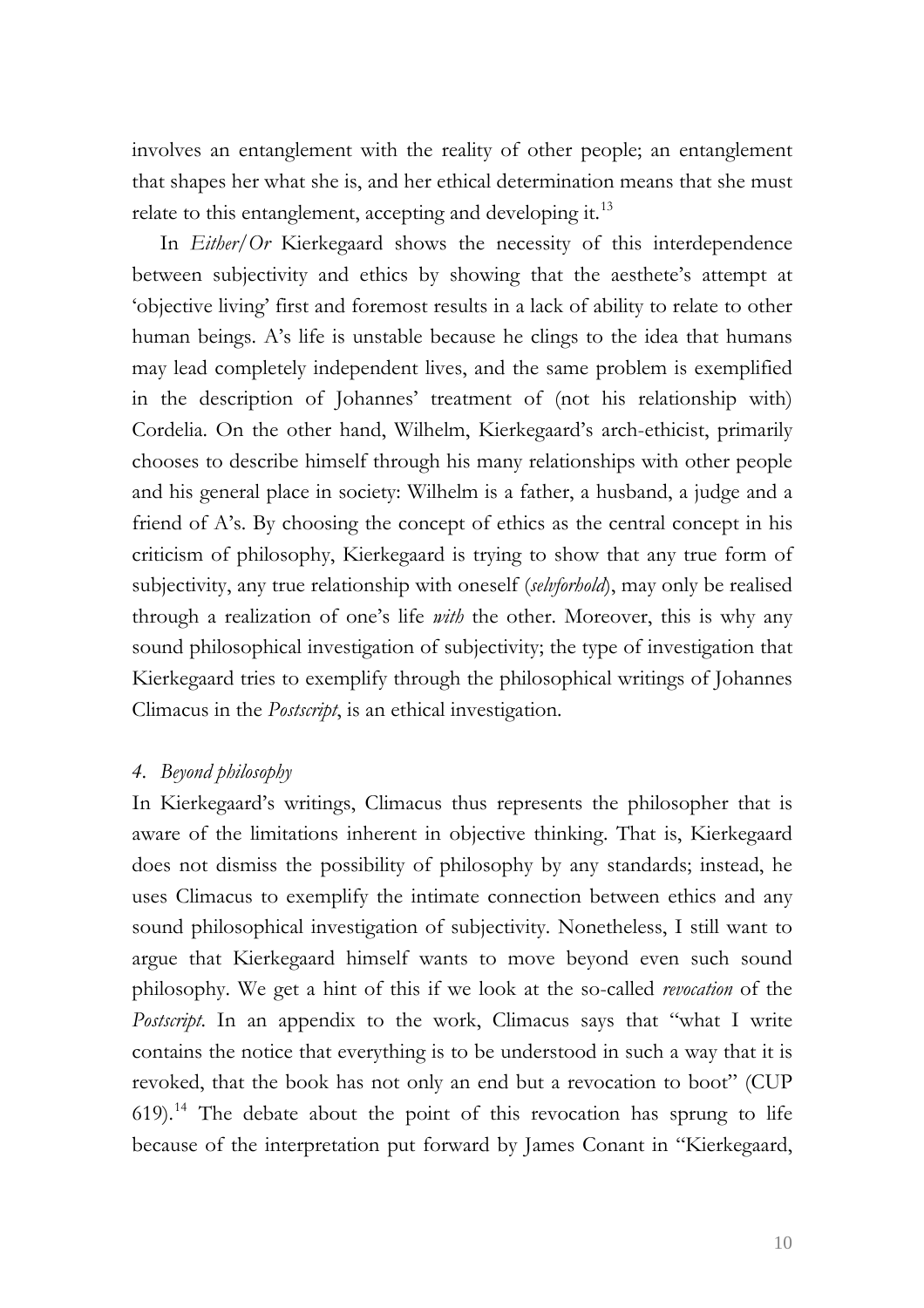involves an entanglement with the reality of other people; an entanglement that shapes her what she is, and her ethical determination means that she must relate to this entanglement, accepting and developing it.[13]

In *Either/Or* Kierkegaard shows the necessity of this interdependence between subjectivity and ethics by showing that the aesthete's attempt at 'objective living' first and foremost results in a lack of ability to relate to other human beings. A's life is unstable because he clings to the idea that humans may lead completely independent lives, and the same problem is exemplified in the description of Johannes' treatment of (not his relationship with) Cordelia. On the other hand, Wilhelm, Kierkegaard's arch-ethicist, primarily chooses to describe himself through his many relationships with other people and his general place in society: Wilhelm is a father, a husband, a judge and a friend of A's. By choosing the concept of ethics as the central concept in his criticism of philosophy, Kierkegaard is trying to show that any true form of subjectivity, any true relationship with oneself (*selvforhold*), may only be realised through a realization of one's life *with* the other. Moreover, this is why any sound philosophical investigation of subjectivity; the type of investigation that Kierkegaard tries to exemplify through the philosophical writings of Johannes Climacus in the *Postscript*, is an ethical investigation.

### 4. *Beyond philosophy*

In Kierkegaard's writings, Climacus thus represents the philosopher that is aware of the limitations inherent in objective thinking. That is, Kierkegaard does not dismiss the possibility of philosophy by any standards; instead, he uses Climacus to exemplify the intimate connection between ethics and any sound philosophical investigation of subjectivity. Nonetheless, I still want to argue that Kierkegaard himself wants to move beyond even such sound philosophy. We get a hint of this if we look at the so-called *revocation* of the *Postscript*. In an appendix to the work, Climacus says that "what I write contains the notice that everything is to be understood in such a way that it is revoked, that the book has not only an end but a revocation to boot" (CUP 619).[14] The debate about the point of this revocation has sprung to life because of the interpretation put forward by James Conant in "Kierkegaard,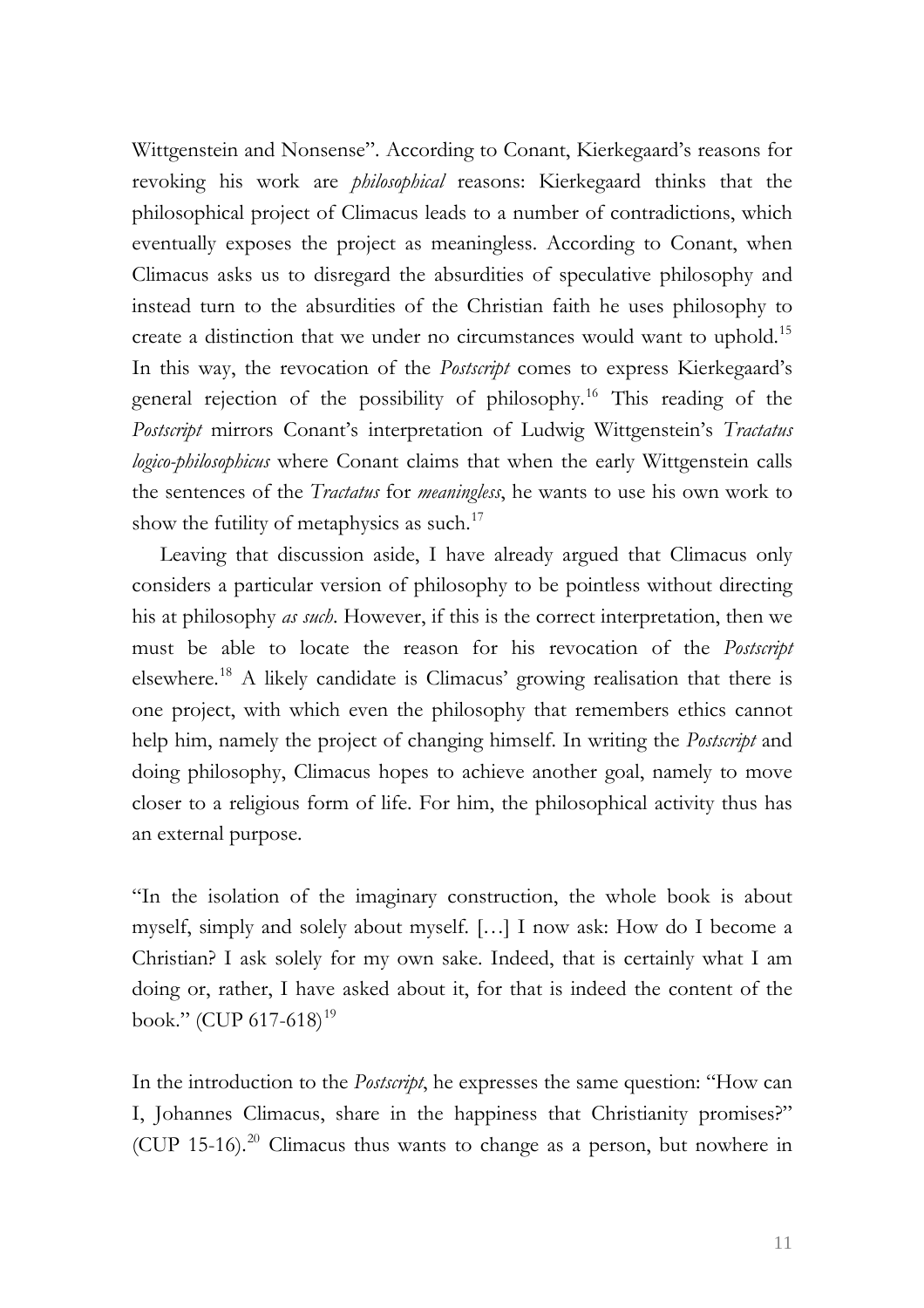Wittgenstein and Nonsense". According to Conant, Kierkegaard's reasons for revoking his work are *philosophical* reasons: Kierkegaard thinks that the philosophical project of Climacus leads to a number of contradictions, which eventually exposes the project as meaningless. According to Conant, when Climacus asks us to disregard the absurdities of speculative philosophy and instead turn to the absurdities of the Christian faith he uses philosophy to create a distinction that we under no circumstances would want to uphold.[15] In this way, the revocation of the *Postscript* comes to express Kierkegaard's general rejection of the possibility of philosophy.[16] This reading of the *Postscript* mirrors Conant's interpretation of Ludwig Wittgenstein's *Tractatus logico-philosophicus* where Conant claims that when the early Wittgenstein calls the sentences of the *Tractatus* for *meaningless*, he wants to use his own work to show the futility of metaphysics as such.[17]

Leaving that discussion aside, I have already argued that Climacus only considers a particular version of philosophy to be pointless without directing his at philosophy *as such*. However, if this is the correct interpretation, then we must be able to locate the reason for his revocation of the *Postscript* elsewhere.[18] A likely candidate is Climacus' growing realisation that there is one project, with which even the philosophy that remembers ethics cannot help him, namely the project of changing himself. In writing the *Postscript* and doing philosophy, Climacus hopes to achieve another goal, namely to move closer to a religious form of life. For him, the philosophical activity thus has an external purpose.

"In the isolation of the imaginary construction, the whole book is about myself, simply and solely about myself. […] I now ask: How do I become a Christian? I ask solely for my own sake. Indeed, that is certainly what I am doing or, rather, I have asked about it, for that is indeed the content of the book." (CUP 617-618)[19]

In the introduction to the *Postscript*, he expresses the same question: "How can I, Johannes Climacus, share in the happiness that Christianity promises?" (CUP 15-16).[20] Climacus thus wants to change as a person, but nowhere in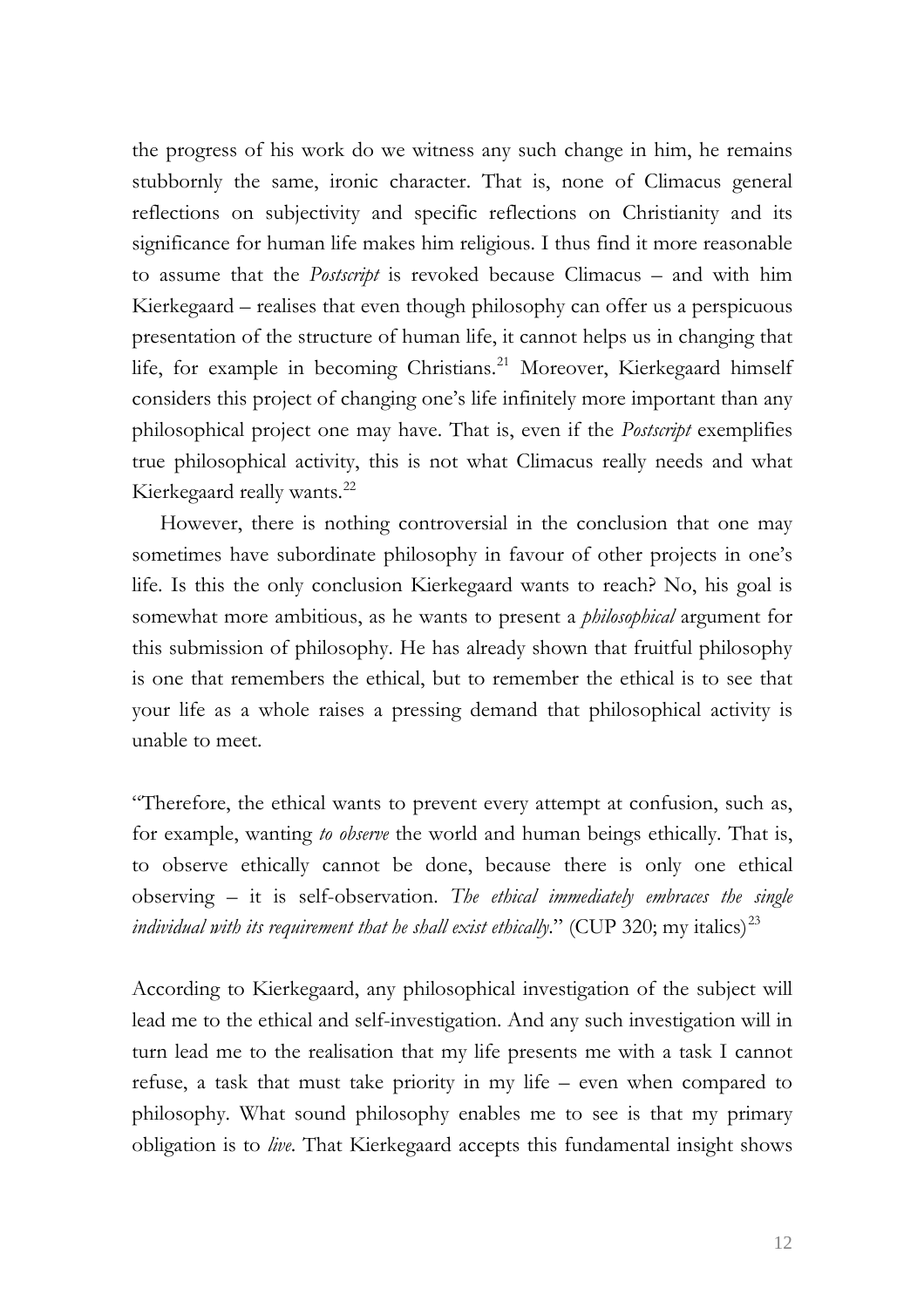the progress of his work do we witness any such change in him, he remains stubbornly the same, ironic character. That is, none of Climacus general reflections on subjectivity and specific reflections on Christianity and its significance for human life makes him religious. I thus find it more reasonable to assume that the *Postscript* is revoked because Climacus – and with him Kierkegaard – realises that even though philosophy can offer us a perspicuous presentation of the structure of human life, it cannot helps us in changing that life, for example in becoming Christians.[21] Moreover, Kierkegaard himself considers this project of changing one's life infinitely more important than any philosophical project one may have. That is, even if the *Postscript* exemplifies true philosophical activity, this is not what Climacus really needs and what Kierkegaard really wants.[22]

However, there is nothing controversial in the conclusion that one may sometimes have subordinate philosophy in favour of other projects in one's life. Is this the only conclusion Kierkegaard wants to reach? No, his goal is somewhat more ambitious, as he wants to present a *philosophical* argument for this submission of philosophy. He has already shown that fruitful philosophy is one that remembers the ethical, but to remember the ethical is to see that your life as a whole raises a pressing demand that philosophical activity is unable to meet.

"Therefore, the ethical wants to prevent every attempt at confusion, such as, for example, wanting *to observe* the world and human beings ethically. That is, to observe ethically cannot be done, because there is only one ethical observing – it is self-observation. *The ethical immediately embraces the single individual with its requirement that he shall exist ethically*." (CUP 320; my italics)[23]

According to Kierkegaard, any philosophical investigation of the subject will lead me to the ethical and self-investigation. And any such investigation will in turn lead me to the realisation that my life presents me with a task I cannot refuse, a task that must take priority in my life – even when compared to philosophy. What sound philosophy enables me to see is that my primary obligation is to *live*. That Kierkegaard accepts this fundamental insight shows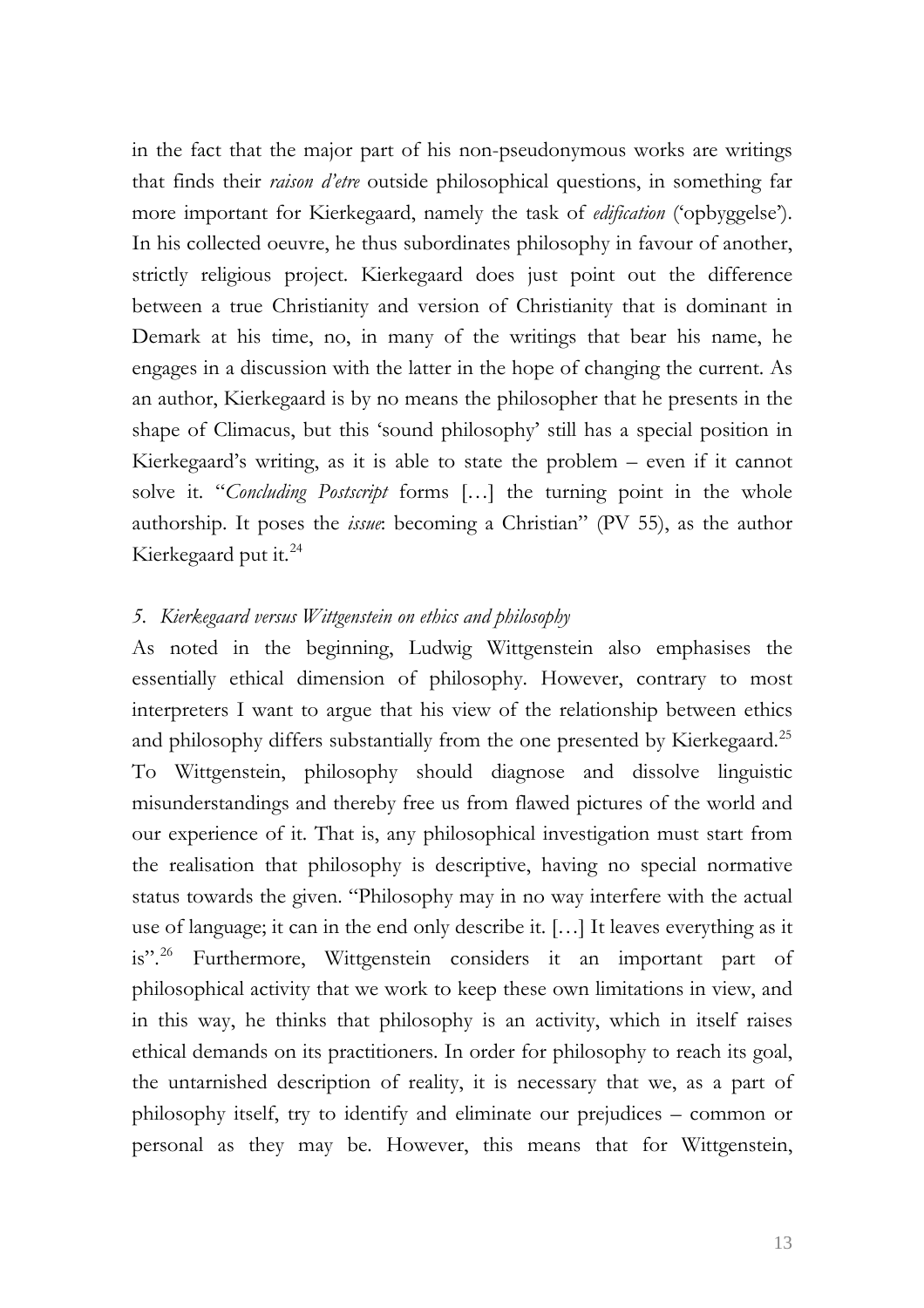in the fact that the major part of his non-pseudonymous works are writings that finds their *raison d'etre* outside philosophical questions, in something far more important for Kierkegaard, namely the task of *edification* ('opbyggelse'). In his collected oeuvre, he thus subordinates philosophy in favour of another, strictly religious project. Kierkegaard does just point out the difference between a true Christianity and version of Christianity that is dominant in Demark at his time, no, in many of the writings that bear his name, he engages in a discussion with the latter in the hope of changing the current. As an author, Kierkegaard is by no means the philosopher that he presents in the shape of Climacus, but this 'sound philosophy' still has a special position in Kierkegaard's writing, as it is able to state the problem – even if it cannot solve it. "*Concluding Postscript* forms […] the turning point in the whole authorship. It poses the *issue*: becoming a Christian" (PV 55), as the author Kierkegaard put it.[24]

### *5. Kierkegaard versus Wittgenstein on ethics and philosophy*

As noted in the beginning, Ludwig Wittgenstein also emphasises the essentially ethical dimension of philosophy. However, contrary to most interpreters I want to argue that his view of the relationship between ethics and philosophy differs substantially from the one presented by Kierkegaard.[25] To Wittgenstein, philosophy should diagnose and dissolve linguistic misunderstandings and thereby free us from flawed pictures of the world and our experience of it. That is, any philosophical investigation must start from the realisation that philosophy is descriptive, having no special normative status towards the given. "Philosophy may in no way interfere with the actual use of language; it can in the end only describe it. […] It leaves everything as it is".[26] Furthermore, Wittgenstein considers it an important part of philosophical activity that we work to keep these own limitations in view, and in this way, he thinks that philosophy is an activity, which in itself raises ethical demands on its practitioners. In order for philosophy to reach its goal, the untarnished description of reality, it is necessary that we, as a part of philosophy itself, try to identify and eliminate our prejudices – common or personal as they may be. However, this means that for Wittgenstein,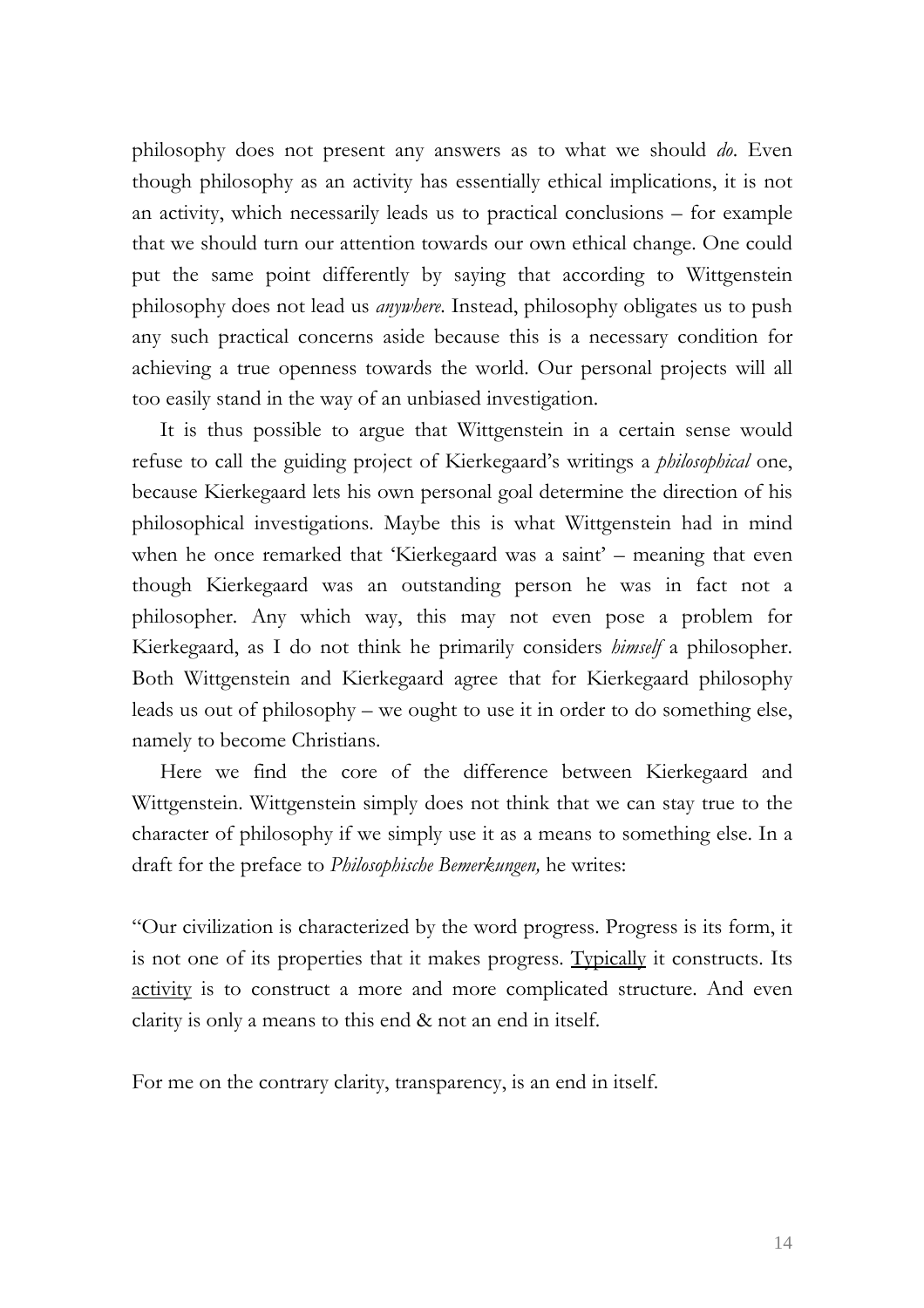philosophy does not present any answers as to what we should *do*. Even though philosophy as an activity has essentially ethical implications, it is not an activity, which necessarily leads us to practical conclusions – for example that we should turn our attention towards our own ethical change. One could put the same point differently by saying that according to Wittgenstein philosophy does not lead us *anywhere*. Instead, philosophy obligates us to push any such practical concerns aside because this is a necessary condition for achieving a true openness towards the world. Our personal projects will all too easily stand in the way of an unbiased investigation.

It is thus possible to argue that Wittgenstein in a certain sense would refuse to call the guiding project of Kierkegaard's writings a *philosophical* one, because Kierkegaard lets his own personal goal determine the direction of his philosophical investigations. Maybe this is what Wittgenstein had in mind when he once remarked that 'Kierkegaard was a saint' – meaning that even though Kierkegaard was an outstanding person he was in fact not a philosopher. Any which way, this may not even pose a problem for Kierkegaard, as I do not think he primarily considers *himself* a philosopher. Both Wittgenstein and Kierkegaard agree that for Kierkegaard philosophy leads us out of philosophy – we ought to use it in order to do something else, namely to become Christians.

Here we find the core of the difference between Kierkegaard and Wittgenstein. Wittgenstein simply does not think that we can stay true to the character of philosophy if we simply use it as a means to something else. In a draft for the preface to *Philosophische Bemerkungen,* he writes:

"Our civilization is characterized by the word progress. Progress is its form, it is not one of its properties that it makes progress. <u>Typically</u> it constructs. Its <u>activity</u> is to construct a more and more complicated structure. And even clarity is only a means to this end & not an end in itself.

For me on the contrary clarity, transparency, is an end in itself.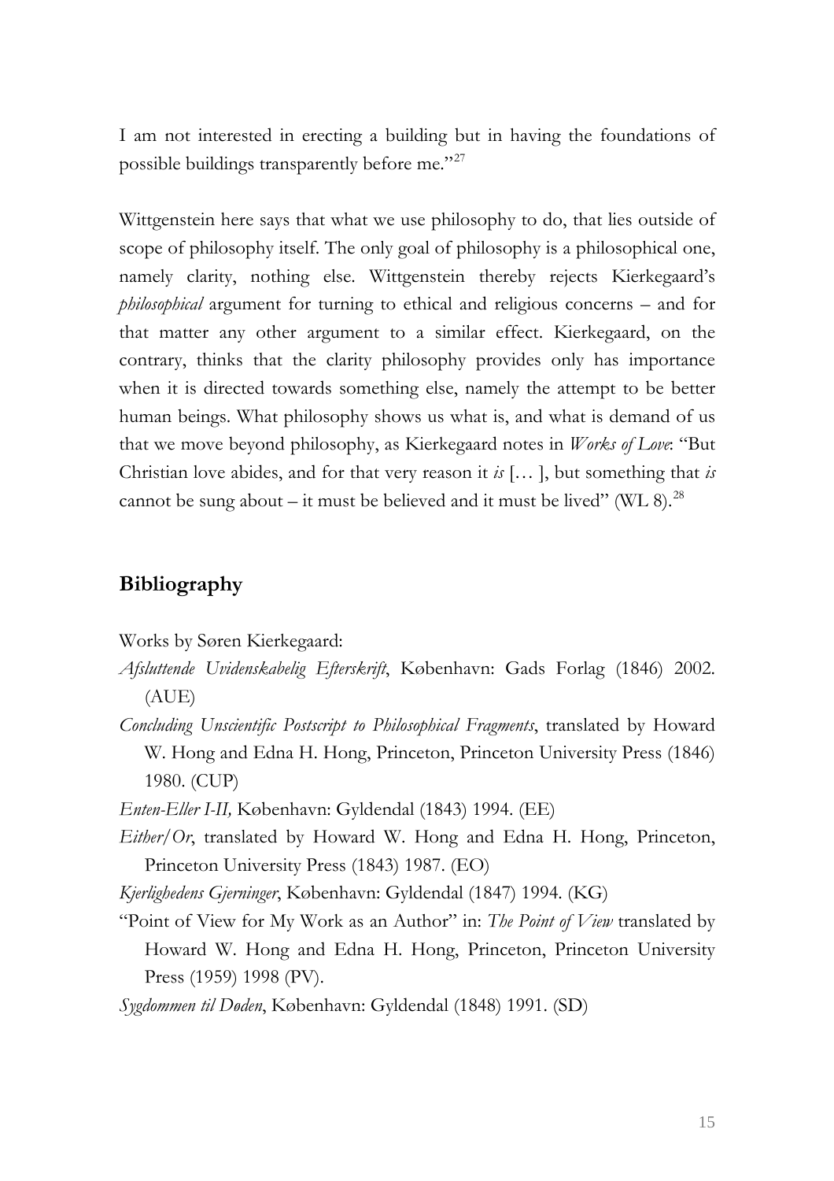I am not interested in erecting a building but in having the foundations of possible buildings transparently before me."[27]

Wittgenstein here says that what we use philosophy to do, that lies outside of scope of philosophy itself. The only goal of philosophy is a philosophical one, namely clarity, nothing else. Wittgenstein thereby rejects Kierkegaard's *philosophical* argument for turning to ethical and religious concerns – and for that matter any other argument to a similar effect. Kierkegaard, on the contrary, thinks that the clarity philosophy provides only has importance when it is directed towards something else, namely the attempt to be better human beings. What philosophy shows us what is, and what is demand of us that we move beyond philosophy, as Kierkegaard notes in *Works of Love*: "But Christian love abides, and for that very reason it *is* [… ], but something that *is* cannot be sung about – it must be believed and it must be lived" (WL 8).[28]

## Bibliography

Works by Søren Kierkegaard:

*Afsluttende Uvidenskabelig Efterskrift*, København: Gads Forlag (1846) 2002. (AUE)

*Concluding Unscientific Postscript to Philosophical Fragments*, translated by Howard W. Hong and Edna H. Hong, Princeton, Princeton University Press (1846) 1980. (CUP)

*Enten-Eller I-II,* København: Gyldendal (1843) 1994. (EE)

*Either/Or*, translated by Howard W. Hong and Edna H. Hong, Princeton, Princeton University Press (1843) 1987. (EO)

*Kjerlighedens Gjerninger*, København: Gyldendal (1847) 1994. (KG)

"Point of View for My Work as an Author" in: *The Point of View* translated by Howard W. Hong and Edna H. Hong, Princeton, Princeton University Press (1959) 1998 (PV).

*Sygdommen til Døden*, København: Gyldendal (1848) 1991. (SD)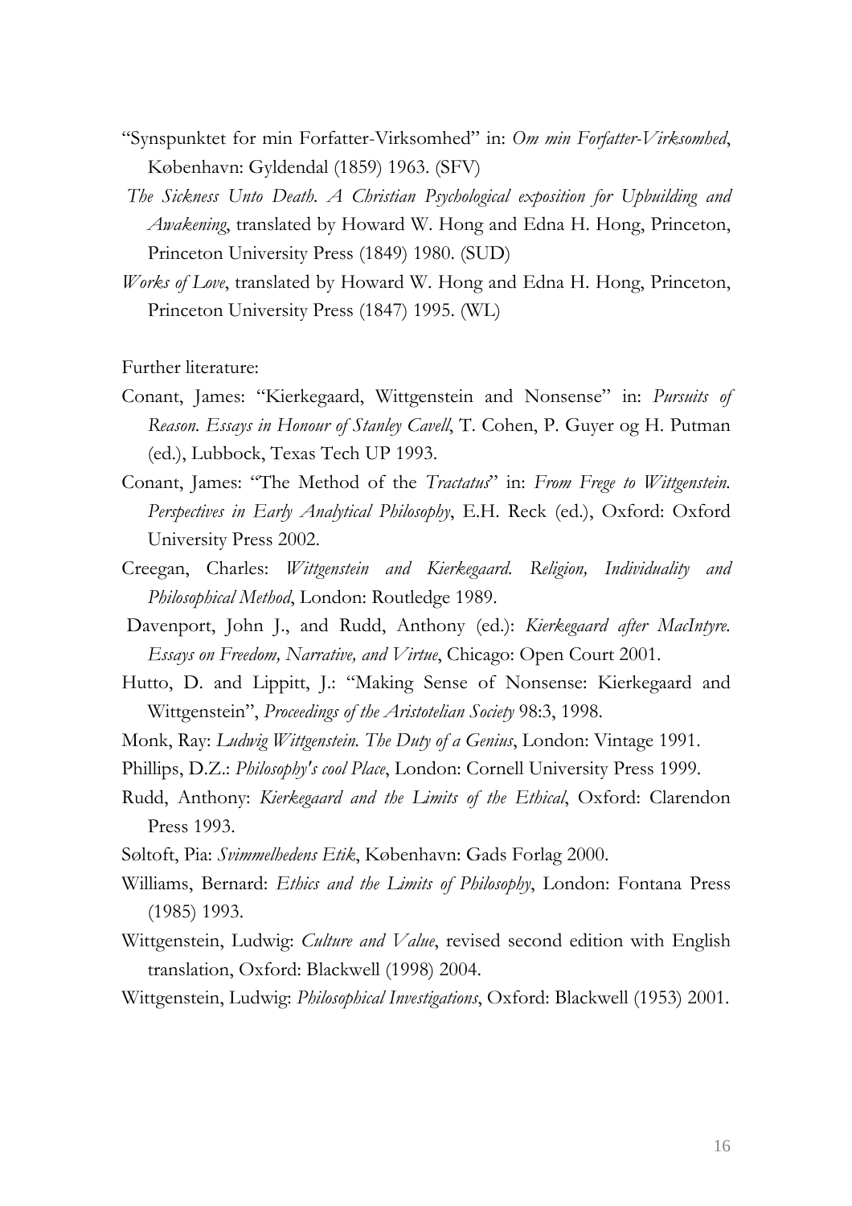"Synspunktet for min Forfatter-Virksomhed" in: *Om min Forfatter-Virksomhed*, København: Gyldendal (1859) 1963. (SFV)

*The Sickness Unto Death. A Christian Psychological exposition for Upbuilding and Awakening*, translated by Howard W. Hong and Edna H. Hong, Princeton, Princeton University Press (1849) 1980. (SUD)

*Works of Love*, translated by Howard W. Hong and Edna H. Hong, Princeton, Princeton University Press (1847) 1995. (WL)

Further literature:

Conant, James: "Kierkegaard, Wittgenstein and Nonsense" in: *Pursuits of Reason. Essays in Honour of Stanley Cavell*, T. Cohen, P. Guyer og H. Putman (ed.), Lubbock, Texas Tech UP 1993.

Conant, James: "The Method of the *Tractatus*" in: *From Frege to Wittgenstein. Perspectives in Early Analytical Philosophy*, E.H. Reck (ed.), Oxford: Oxford University Press 2002.

Creegan, Charles: *Wittgenstein and Kierkegaard. Religion, Individuality and Philosophical Method*, London: Routledge 1989.

Davenport, John J., and Rudd, Anthony (ed.): *Kierkegaard after MacIntyre. Essays on Freedom, Narrative, and Virtue*, Chicago: Open Court 2001.

Hutto, D. and Lippitt, J.: "Making Sense of Nonsense: Kierkegaard and Wittgenstein", *Proceedings of the Aristotelian Society* 98:3, 1998.

Monk, Ray: *Ludwig Wittgenstein. The Duty of a Genius*, London: Vintage 1991.

Phillips, D.Z.: *Philosophy's cool Place*, London: Cornell University Press 1999.

Rudd, Anthony: *Kierkegaard and the Limits of the Ethical*, Oxford: Clarendon Press 1993.

Søltoft, Pia: *Svimmelhedens Etik*, København: Gads Forlag 2000.

Williams, Bernard: *Ethics and the Limits of Philosophy*, London: Fontana Press (1985) 1993.

Wittgenstein, Ludwig: *Culture and Value*, revised second edition with English translation, Oxford: Blackwell (1998) 2004.

Wittgenstein, Ludwig: *Philosophical Investigations*, Oxford: Blackwell (1953) 2001.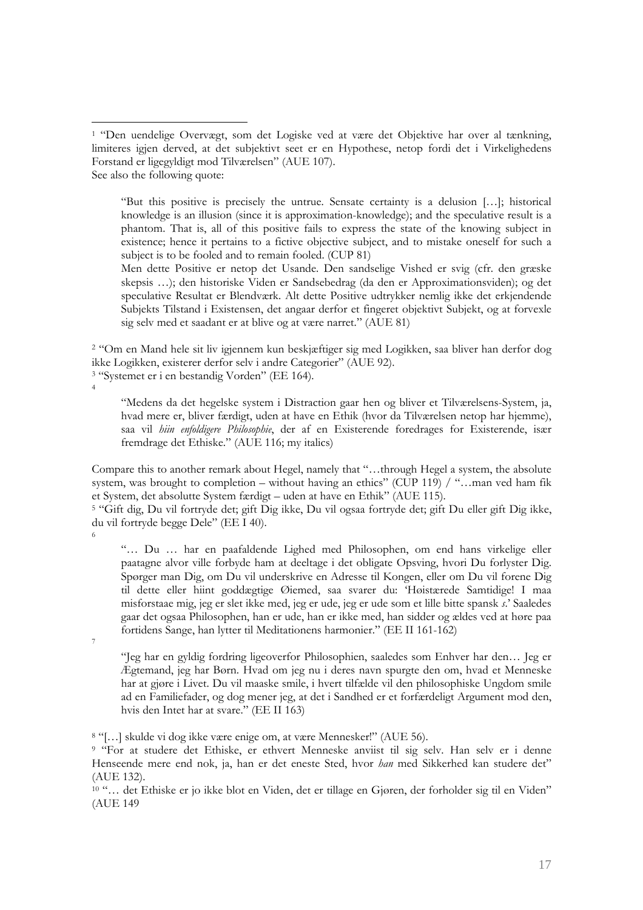[1] "Den uendelige Overvægt, som det Logiske ved at være det Objektive har over al tænkning, limiteres igjen derved, at det subjektivt seet er en Hypothese, netop fordi det i Virkelighedens Forstand er ligegyldigt mod Tilværelsen" (AUE 107).
See also the following quote:

> "But this positive is precisely the untrue. Sensate certainty is a delusion […]; historical knowledge is an illusion (since it is approximation-knowledge); and the speculative result is a phantom. That is, all of this positive fails to express the state of the knowing subject in existence; hence it pertains to a fictive objective subject, and to mistake oneself for such a subject is to be fooled and to remain fooled. (CUP 81)
> Men dette Positive er netop det Usande. Den sandselige Vished er svig (cfr. den græske skepsis …); den historiske Viden er Sandsebedrag (da den er Approximationsviden); og det speculative Resultat er Blendværk. Alt dette Positive udtrykker nemlig ikke det erkjendende Subjekts Tilstand i Existensen, det angaar derfor et fingeret objektivt Subjekt, og at forvexle sig selv med et saadant er at blive og at være narret." (AUE 81)

[2] "Om en Mand hele sit liv igjennem kun beskjæftiger sig med Logikken, saa bliver han derfor dog ikke Logikken, existerer derfor selv i andre Categorier" (AUE 92).
[3] "Systemet er i en bestandig Vorden" (EE 164).
[4]

> "Medens da det hegelske system i Distraction gaar hen og bliver et Tilværelsens-System, ja, hvad mere er, bliver færdigt, uden at have en Ethik (hvor da Tilværelsen netop har hjemme), saa vil *hiin enfoldigere Philosophie*, der af en Existerende foredrages for Existerende, især fremdrage det Ethiske." (AUE 116; my italics)

Compare this to another remark about Hegel, namely that "…through Hegel a system, the absolute system, was brought to completion – without having an ethics" (CUP 119) / "…man ved ham fik et System, det absolutte System færdigt – uden at have en Ethik" (AUE 115).
[5] "Gift dig, Du vil fortryde det; gift Dig ikke, Du vil ogsaa fortryde det; gift Du eller gift Dig ikke, du vil fortryde begge Dele" (EE I 40).
[6]

> "… Du … har en paafaldende Lighed med Philosophen, om end hans virkelige eller paatagne alvor ville forbyde ham at deeltage i det obligate Opsving, hvori Du forlyster Dig. Spørger man Dig, om Du vil underskrive en Adresse til Kongen, eller om Du vil forene Dig til dette eller hiint goddægtige Øiemed, saa svarer du: 'Høistærede Samtidige! I maa misforstaae mig, jeg er slet ikke med, jeg er ude, jeg er ude som et lille bitte spansk *s*.' Saaledes gaar det ogsaa Philosophen, han er ude, han er ikke med, han sidder og ældes ved at høre paa fortidens Sange, han lytter til Meditationens harmonier." (EE II 161-162)

[7]

> "Jeg har en gyldig fordring ligeoverfor Philosophien, saaledes som Enhver har den… Jeg er Ægtemand, jeg har Børn. Hvad om jeg nu i deres navn spurgte den om, hvad et Menneske har at gjøre i Livet. Du vil maaske smile, i hvert tilfælde vil den philosophiske Ungdom smile ad en Familiefader, og dog mener jeg, at det i Sandhed er et forfærdeligt Argument mod den, hvis den Intet har at svare." (EE II 163)

[8] "[…] skulde vi dog ikke være enige om, at være Mennesker!" (AUE 56).
[9] "For at studere det Ethiske, er ethvert Menneske anviist til sig selv. Han selv er i denne Henseende mere end nok, ja, han er det eneste Sted, hvor *han* med Sikkerhed kan studere det" (AUE 132).
[10] "… det Ethiske er jo ikke blot en Viden, det er tillige en Gjøren, der forholder sig til en Viden" (AUE 149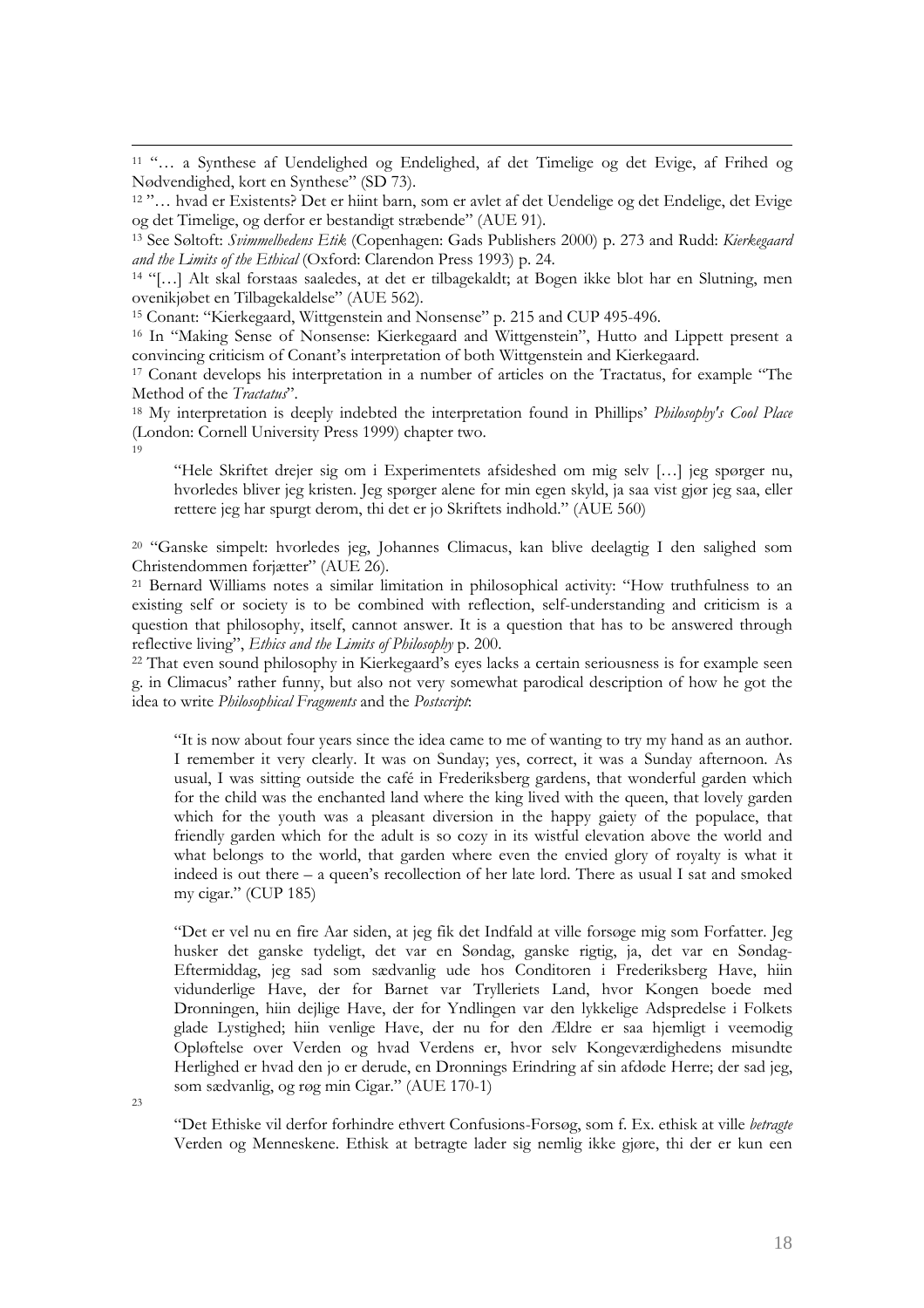[11] "… a Synthese af Uendelighed og Endelighed, af det Timelige og det Evige, af Frihed og Nødvendighed, kort en Synthese" (SD 73).

[12] "… hvad er Existents? Det er hiint barn, som er avlet af det Uendelige og det Endelige, det Evige og det Timelige, og derfor er bestandigt stræbende" (AUE 91).

[13] See Søltoft: *Svimmelhedens Etik* (Copenhagen: Gads Publishers 2000) p. 273 and Rudd: *Kierkegaard and the Limits of the Ethical* (Oxford: Clarendon Press 1993) p. 24.

[14] "[…] Alt skal forstaas saaledes, at det er tilbagekaldt; at Bogen ikke blot har en Slutning, men ovenikjøbet en Tilbagekaldelse" (AUE 562).

[15] Conant: "Kierkegaard, Wittgenstein and Nonsense" p. 215 and CUP 495-496.

[16] In "Making Sense of Nonsense: Kierkegaard and Wittgenstein", Hutto and Lippett present a convincing criticism of Conant's interpretation of both Wittgenstein and Kierkegaard.

[17] Conant develops his interpretation in a number of articles on the Tractatus, for example "The Method of the *Tractatus*".

[18] My interpretation is deeply indebted the interpretation found in Phillips' *Philosophy's Cool Place* (London: Cornell University Press 1999) chapter two.

[19]

> "Hele Skriftet drejer sig om i Experimentets afsideshed om mig selv […] jeg spørger nu, hvorledes bliver jeg kristen. Jeg spørger alene for min egen skyld, ja saa vist gjør jeg saa, eller rettere jeg har spurgt derom, thi det er jo Skriftets indhold." (AUE 560)

[20] "Ganske simpelt: hvorledes jeg, Johannes Climacus, kan blive deelagtig I den salighed som Christendommen forjætter" (AUE 26).

[21] Bernard Williams notes a similar limitation in philosophical activity: "How truthfulness to an existing self or society is to be combined with reflection, self-understanding and criticism is a question that philosophy, itself, cannot answer. It is a question that has to be answered through reflective living", *Ethics and the Limits of Philosophy* p. 200.

[22] That even sound philosophy in Kierkegaard's eyes lacks a certain seriousness is for example seen g. in Climacus' rather funny, but also not very somewhat parodical description of how he got the idea to write *Philosophical Fragments* and the *Postscript*:

> "It is now about four years since the idea came to me of wanting to try my hand as an author. I remember it very clearly. It was on Sunday; yes, correct, it was a Sunday afternoon. As usual, I was sitting outside the café in Frederiksberg gardens, that wonderful garden which for the child was the enchanted land where the king lived with the queen, that lovely garden which for the youth was a pleasant diversion in the happy gaiety of the populace, that friendly garden which for the adult is so cozy in its wistful elevation above the world and what belongs to the world, that garden where even the envied glory of royalty is what it indeed is out there – a queen's recollection of her late lord. There as usual I sat and smoked my cigar." (CUP 185)

> "Det er vel nu en fire Aar siden, at jeg fik det Indfald at ville forsøge mig som Forfatter. Jeg husker det ganske tydeligt, det var en Søndag, ganske rigtig, ja, det var en Søndag-Eftermiddag, jeg sad som sædvanlig ude hos Conditoren i Frederiksberg Have, hiin vidunderlige Have, der for Barnet var Trylleriets Land, hvor Kongen boede med Dronningen, hiin dejlige Have, der for Yndlingen var den lykkelige Adspredelse i Folkets glade Lystighed; hiin venlige Have, der nu for den Ældre er saa hjemligt i veemodig Opløftelse over Verden og hvad Verdens er, hvor selv Kongeværdighedens misundte Herlighed er hvad den jo er derude, en Dronnings Erindring af sin afdøde Herre; der sad jeg, som sædvanlig, og røg min Cigar." (AUE 170-1)

[23]

> "Det Ethiske vil derfor forhindre ethvert Confusions-Forsøg, som f. Ex. ethisk at ville *betragte* Verden og Menneskene. Ethisk at betragte lader sig nemlig ikke gjøre, thi der er kun een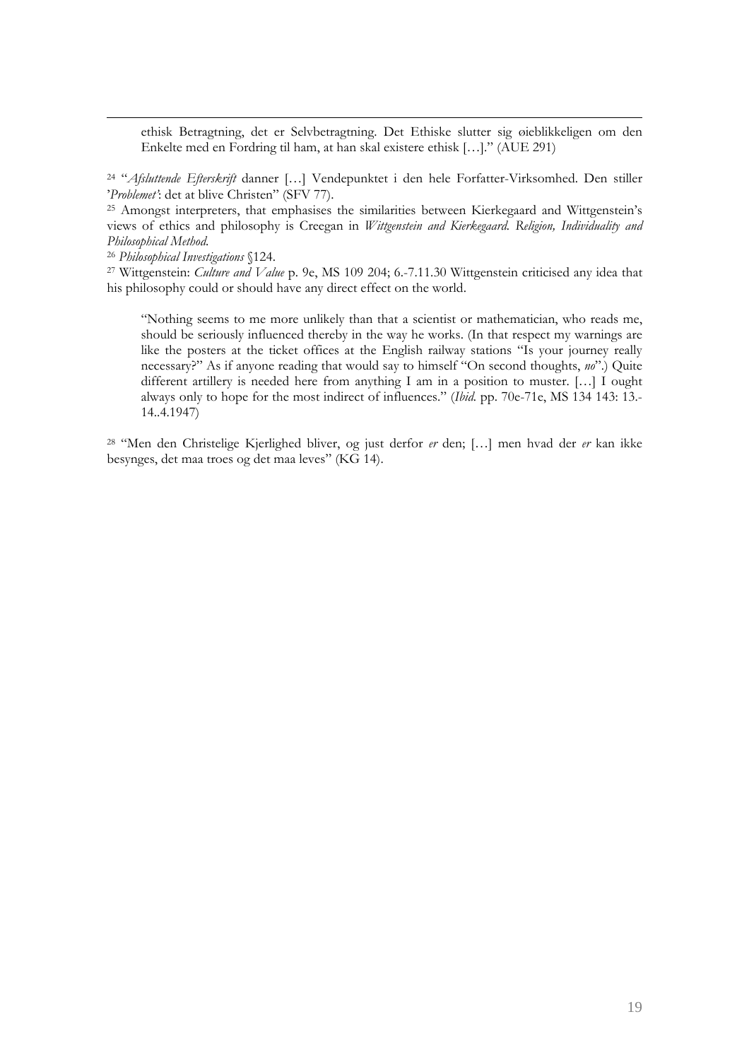> ethisk Betragtning, det er Selvbetragtning. Det Ethiske slutter sig øieblikkeligen om den Enkelte med en Fordring til ham, at han skal existere ethisk […].” (AUE 291)

[24] “*Afsluttende Efterskrift* danner […] Vendepunktet i den hele Forfatter-Virksomhed. Den stiller ’*Problemet’*: det at blive Christen” (SFV 77).

[25] Amongst interpreters, that emphasises the similarities between Kierkegaard and Wittgenstein’s views of ethics and philosophy is Creegan in *Wittgenstein and Kierkegaard. Religion, Individuality and Philosophical Method.*

[26] *Philosophical Investigations* §124.

[27] Wittgenstein: *Culture and Value* p. 9e, MS 109 204; 6.-7.11.30 Wittgenstein criticised any idea that his philosophy could or should have any direct effect on the world.

> “Nothing seems to me more unlikely than that a scientist or mathematician, who reads me, should be seriously influenced thereby in the way he works. (In that respect my warnings are like the posters at the ticket offices at the English railway stations “Is your journey really necessary?” As if anyone reading that would say to himself “On second thoughts, *no*”.) Quite different artillery is needed here from anything I am in a position to muster. […] I ought always only to hope for the most indirect of influences.” (*Ibid.* pp. 70e-71e, MS 134 143: 13.-14..4.1947)

[28] “Men den Christelige Kjerlighed bliver, og just derfor *er* den; […] men hvad der *er* kan ikke besynges, det maa troes og det maa leves” (KG 14).